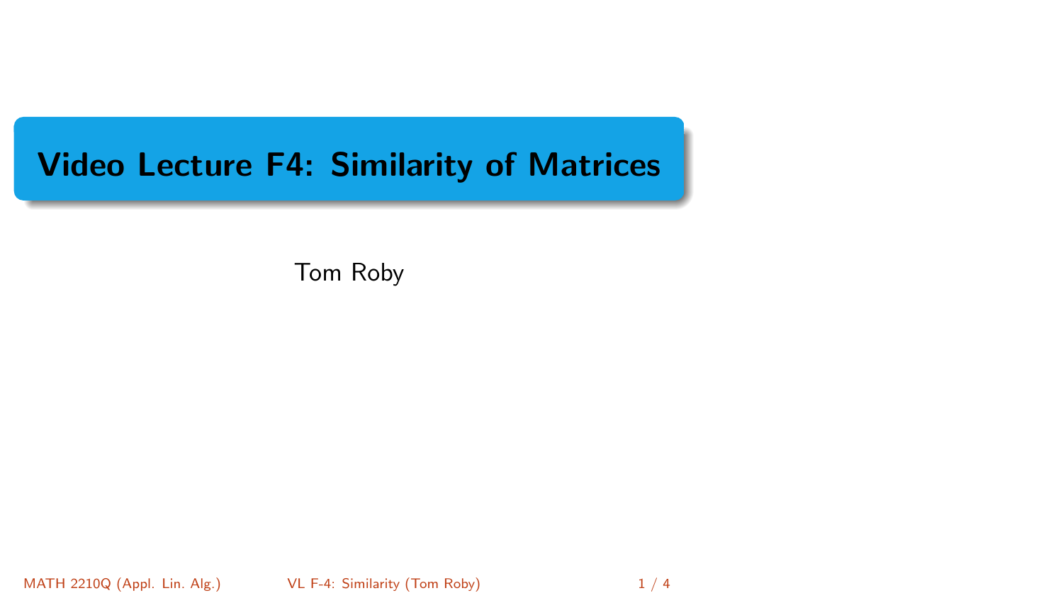# Video Lecture F4: Similarity of Matrices

Tom Roby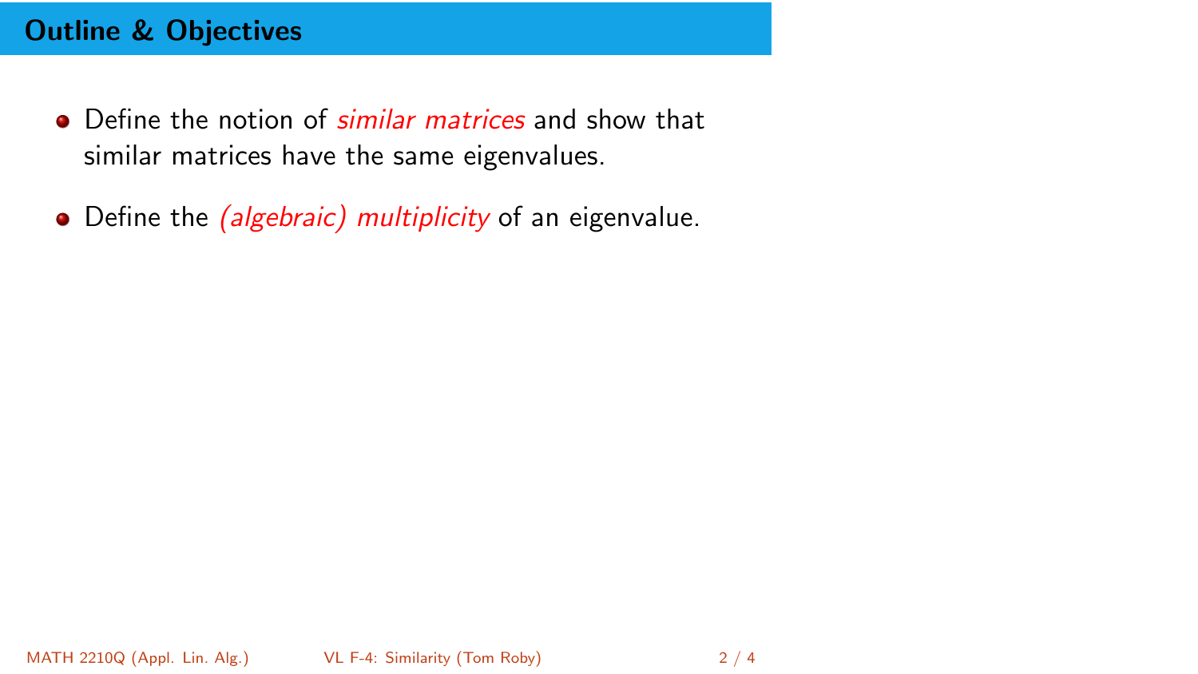## Outline & Objectives

- Define the notion of *similar matrices* and show that similar matrices have the same eigenvalues.
- Define the *(algebraic) multiplicity* of an eigenvalue.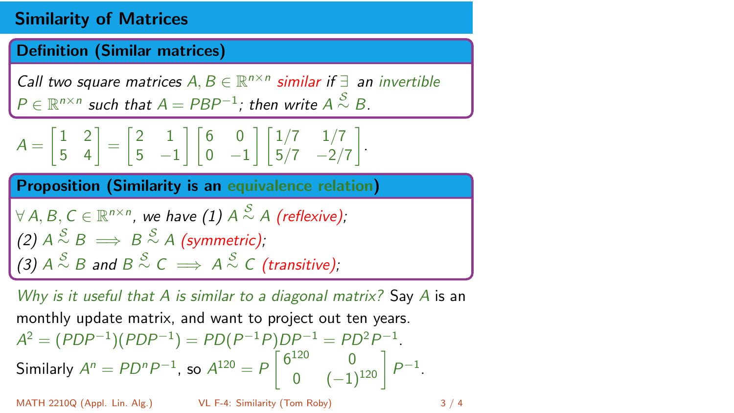## Similarity of Matrices

**Definition (Similar matrices)**

*Call two square matrices $A, B \in \mathbb{R}^{n\times n}$ similar if $\exists$ an invertible $P \in \mathbb{R}^{n\times n}$ such that $A = PBP^{-1}$; then write $A \overset{\mathcal{S}}{\sim} B$.*

$$A = \begin{bmatrix} 1 & 2 \\ 5 & 4 \end{bmatrix} = \begin{bmatrix} 2 & 1 \\ 5 & -1 \end{bmatrix} \begin{bmatrix} 6 & 0 \\ 0 & -1 \end{bmatrix} \begin{bmatrix} 1/7 & 1/7 \\ 5/7 & -2/7 \end{bmatrix}.$$

**Proposition (Similarity is an equivalence relation)**

*$\forall\, A, B, C \in \mathbb{R}^{n\times n}$, we have (1) $A \overset{\mathcal{S}}{\sim} A$ (reflexive);*
*(2) $A \overset{\mathcal{S}}{\sim} B \implies B \overset{\mathcal{S}}{\sim} A$ (symmetric);*
*(3) $A \overset{\mathcal{S}}{\sim} B$ and $B \overset{\mathcal{S}}{\sim} C \implies A \overset{\mathcal{S}}{\sim} C$ (transitive);*

*Why is it useful that $A$ is similar to a diagonal matrix?* Say $A$ is an monthly update matrix, and want to project out ten years.
$A^2 = (PDP^{-1})(PDP^{-1}) = PD(P^{-1}P)DP^{-1} = PD^2P^{-1}$.
Similarly $A^n = PD^nP^{-1}$, so $A^{120} = P \begin{bmatrix} 6^{120} & 0 \\ 0 & (-1)^{120} \end{bmatrix} P^{-1}$.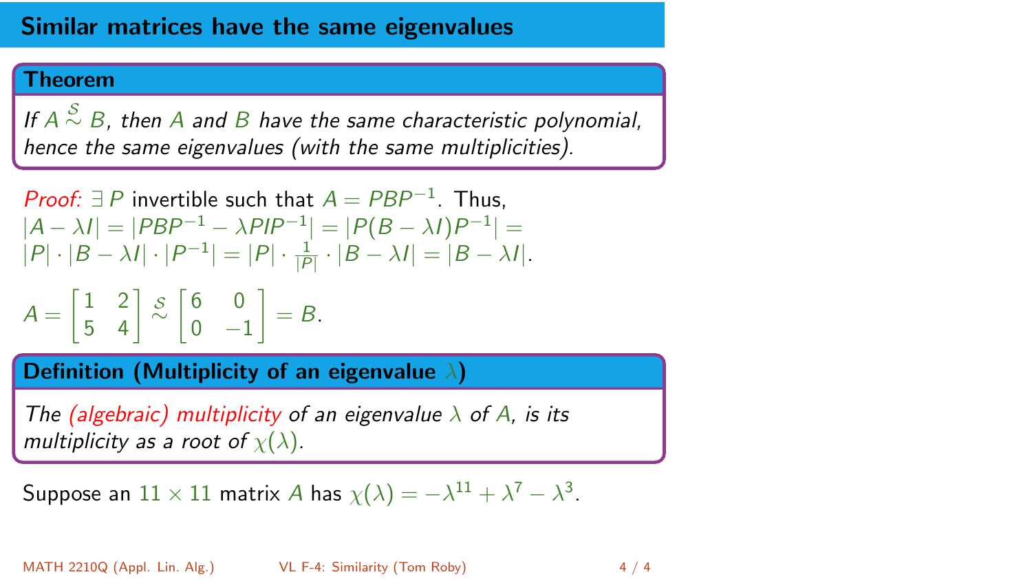# Similar matrices have the same eigenvalues

**Theorem**

*If $A \overset{\mathcal{S}}{\sim} B$, then $A$ and $B$ have the same characteristic polynomial, hence the same eigenvalues (with the same multiplicities).*

*Proof:* $\exists\, P$ invertible such that $A = PBP^{-1}$. Thus,
$|A - \lambda I| = |PBP^{-1} - \lambda PIP^{-1}| = |P(B - \lambda I)P^{-1}| =$
$|P| \cdot |B - \lambda I| \cdot |P^{-1}| = |P| \cdot \frac{1}{|P|} \cdot |B - \lambda I| = |B - \lambda I|$.

$$A = \begin{bmatrix} 1 & 2 \\ 5 & 4 \end{bmatrix} \overset{\mathcal{S}}{\sim} \begin{bmatrix} 6 & 0 \\ 0 & -1 \end{bmatrix} = B.$$

**Definition (Multiplicity of an eigenvalue $\lambda$)**

*The (algebraic) multiplicity of an eigenvalue $\lambda$ of $A$, is its multiplicity as a root of $\chi(\lambda)$.*

Suppose an $11 \times 11$ matrix $A$ has $\chi(\lambda) = -\lambda^{11} + \lambda^7 - \lambda^3$.